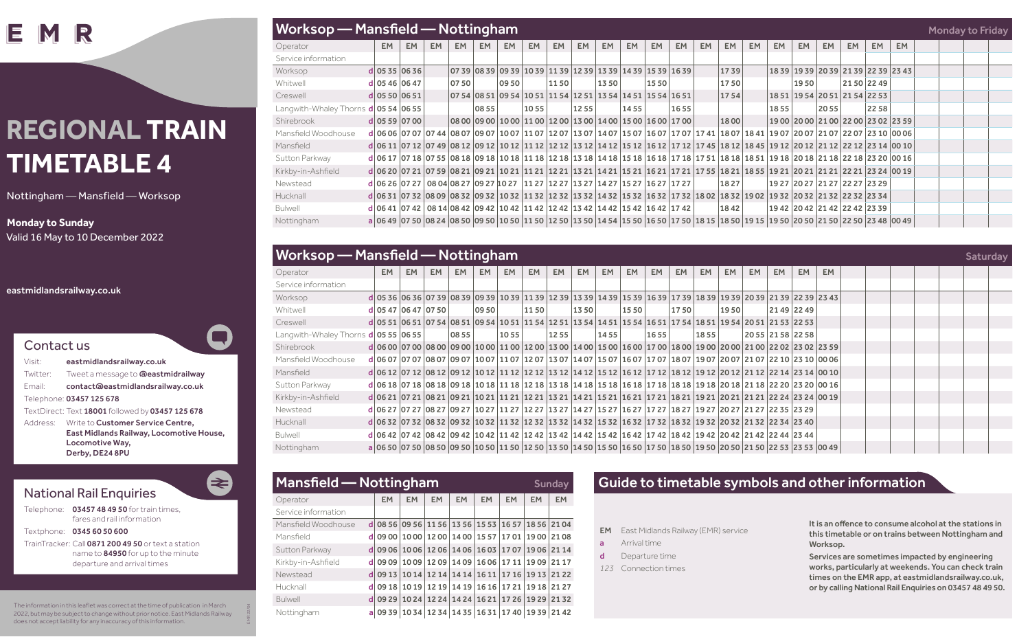# EMR

# REGIONAL TRAIN TIMETABLE 4

Nottingham — Mansfield — Worksop

**Monday to Sunday**
Valid 16 May to 10 December 2022

eastmidlandsrailway.co.uk

## Contact us

Visit: **eastmidlandsrailway.co.uk**
Twitter: Tweet a message to **@eastmidrailway**
Email: **contact@eastmidlandsrailway.co.uk**
Telephone: **03457 125 678**
TextDirect: Text **18001** followed by **03457 125 678**
Address: Write to **Customer Service Centre, East Midlands Railway, Locomotive House, Locomotive Way, Derby, DE24 8PU**

## National Rail Enquiries

Telephone: **03457 48 49 50** for train times, fares and rail information
Textphone: **0345 60 50 600**
TrainTracker: Call **0871 200 49 50** or text a station name to **84950** for up to the minute departure and arrival times

The information in this leaflet was correct at the time of publication in March 2022, but may be subject to change without prior notice. East Midlands Railway does not accept liability for any inaccuracy of this information.

## Worksop — Mansfield — Nottingham (Monday to Friday)

| Operator | | EM | EM | EM | EM | EM | EM | EM | EM | EM | EM | EM | EM | EM | EM | EM | EM | EM | EM | EM | EM | EM | EM |
|---|---|---|---|---|---|---|---|---|---|---|---|---|---|---|---|---|---|---|---|---|---|---|---|
| Service information | | | | | | | | | | | | | | | | | | | | | | | |
| Worksop | d | 05 35 | 06 36 | | 07 39 | 08 39 | 09 39 | 10 39 | 11 39 | 12 39 | 13 39 | 14 39 | 15 39 | 16 39 | | 17 39 | | 18 39 | 19 39 | 20 39 | 21 39 | 22 39 | 23 43 |
| Whitwell | d | 05 46 | 06 47 | | 07 50 | | 09 50 | | 11 50 | | 13 50 | | 15 50 | | | 17 50 | | | 19 50 | | 21 50 | 22 49 | |
| Creswell | d | 05 50 | 06 51 | | 07 54 | 08 51 | 09 54 | 10 51 | 11 54 | 12 51 | 13 54 | 14 51 | 15 54 | 16 51 | | 17 54 | | 18 51 | 19 54 | 20 51 | 21 54 | 22 53 | |
| Langwith-Whaley Thorns | d | 05 54 | 06 55 | | | 08 55 | | 10 55 | | 12 55 | | 14 55 | | 16 55 | | | | 18 55 | | 20 55 | | 22 58 | |
| Shirebrook | d | 05 59 | 07 00 | | 08 00 | 09 00 | 10 00 | 11 00 | 12 00 | 13 00 | 14 00 | 15 00 | 16 00 | 17 00 | | 18 00 | | 19 00 | 20 00 | 21 00 | 22 00 | 23 02 | 23 59 |
| Mansfield Woodhouse | d | 06 06 | 07 07 | 07 44 | 08 07 | 09 07 | 10 07 | 11 07 | 12 07 | 13 07 | 14 07 | 15 07 | 16 07 | 17 07 | 17 41 | 18 07 | 18 41 | 19 07 | 20 07 | 21 07 | 22 07 | 23 10 | 00 06 |
| Mansfield | d | 06 11 | 07 12 | 07 49 | 08 12 | 09 12 | 10 12 | 11 12 | 12 12 | 13 12 | 14 12 | 15 12 | 16 12 | 17 12 | 17 45 | 18 12 | 18 45 | 19 12 | 20 12 | 21 12 | 22 12 | 23 14 | 00 10 |
| Sutton Parkway | d | 06 17 | 07 18 | 07 55 | 08 18 | 09 18 | 10 18 | 11 18 | 12 18 | 13 18 | 14 18 | 15 18 | 16 18 | 17 18 | 17 51 | 18 18 | 18 51 | 19 18 | 20 18 | 21 18 | 22 18 | 23 20 | 00 16 |
| Kirkby-in-Ashfield | d | 06 20 | 07 21 | 07 59 | 08 21 | 09 21 | 10 21 | 11 21 | 12 21 | 13 21 | 14 21 | 15 21 | 16 21 | 17 21 | 17 55 | 18 21 | 18 55 | 19 21 | 20 21 | 21 21 | 22 21 | 23 24 | 00 19 |
| Newstead | d | 06 26 | 07 27 | 08 04 | 08 27 | 09 27 | 10 27 | 11 27 | 12 27 | 13 27 | 14 27 | 15 27 | 16 27 | 17 27 | | 18 27 | | 19 27 | 20 27 | 21 27 | 22 27 | 23 29 | |
| Hucknall | d | 06 31 | 07 32 | 08 09 | 08 32 | 09 32 | 10 32 | 11 32 | 12 32 | 13 32 | 14 32 | 15 32 | 16 32 | 17 32 | 18 02 | 18 32 | 19 02 | 19 32 | 20 32 | 21 32 | 22 32 | 23 34 | |
| Bulwell | d | 06 41 | 07 42 | 08 14 | 08 42 | 09 42 | 10 42 | 11 42 | 12 42 | 13 42 | 14 42 | 15 42 | 16 42 | 17 42 | | 18 42 | | 19 42 | 20 42 | 21 42 | 22 42 | 23 39 | |
| Nottingham | a | 06 49 | 07 50 | 08 24 | 08 50 | 09 50 | 10 50 | 11 50 | 12 50 | 13 50 | 14 54 | 15 50 | 16 50 | 17 50 | 18 15 | 18 50 | 19 15 | 19 50 | 20 50 | 21 50 | 22 50 | 23 48 | 00 49 |

## Worksop — Mansfield — Nottingham (Saturday)

| Operator | | EM | EM | EM | EM | EM | EM | EM | EM | EM | EM | EM | EM | EM | EM | EM | EM | EM | EM | EM |
|---|---|---|---|---|---|---|---|---|---|---|---|---|---|---|---|---|---|---|---|---|
| Service information | | | | | | | | | | | | | | | | | | | | |
| Worksop | d | 05 36 | 06 36 | 07 39 | 08 39 | 09 39 | 10 39 | 11 39 | 12 39 | 13 39 | 14 39 | 15 39 | 16 39 | 17 39 | 18 39 | 19 39 | 20 39 | 21 39 | 22 39 | 23 43 |
| Whitwell | d | 05 47 | 06 47 | 07 50 | | 09 50 | | 11 50 | | | | 15 50 | | 17 50 | | 19 50 | | 21 49 | 22 49 | |
| Creswell | d | 05 51 | 06 51 | 07 54 | 08 51 | 09 54 | 10 51 | 11 54 | 12 51 | 13 54 | 14 51 | 15 54 | 16 51 | 17 54 | 18 51 | 19 54 | 20 51 | 21 53 | 22 53 | |
| Langwith-Whaley Thorns | d | 05 55 | 06 55 | | 08 55 | | 10 55 | | 12 55 | | 14 55 | | 16 55 | | 18 55 | | 20 55 | 21 58 | 22 58 | |
| Shirebrook | d | 06 00 | 07 00 | 08 00 | 09 00 | 10 00 | 11 00 | 12 00 | 13 00 | 14 00 | 15 00 | 16 00 | 17 00 | 18 00 | 19 00 | 20 00 | 21 00 | 22 02 | 23 02 | 23 59 |
| Mansfield Woodhouse | d | 06 07 | 07 07 | 08 07 | 09 07 | 10 07 | 11 07 | 12 07 | 13 07 | 14 07 | 15 07 | 16 07 | 17 07 | 18 07 | 19 07 | 20 07 | 21 07 | 22 10 | 23 10 | 00 06 |
| Mansfield | d | 06 12 | 07 12 | 08 12 | 09 12 | 10 12 | 11 12 | 12 12 | 13 12 | 14 12 | 15 12 | 16 12 | 17 12 | 18 12 | 19 12 | 20 12 | 21 12 | 22 14 | 23 14 | 00 10 |
| Sutton Parkway | d | 06 18 | 07 18 | 08 18 | 09 18 | 10 18 | 11 18 | 12 18 | 13 18 | 14 18 | 15 18 | 16 18 | 17 18 | 18 18 | 19 18 | 20 18 | 21 18 | 22 20 | 23 20 | 00 16 |
| Kirkby-in-Ashfield | d | 06 21 | 07 21 | 08 21 | 09 21 | 10 21 | 11 21 | 12 21 | 13 21 | 14 21 | 15 21 | 16 21 | 17 21 | 18 21 | 19 21 | 20 21 | 21 21 | 22 24 | 23 24 | 00 19 |
| Newstead | d | 06 27 | 07 27 | 08 27 | 09 27 | 10 27 | 11 27 | 12 27 | 13 27 | 14 27 | 15 27 | 16 27 | 17 27 | 18 27 | 19 27 | 20 27 | 21 27 | 22 35 | 23 29 | |
| Hucknall | d | 06 32 | 07 32 | 08 32 | 09 32 | 10 32 | 11 32 | 12 32 | 13 32 | 14 32 | 15 32 | 16 32 | 17 32 | 18 32 | 19 32 | 20 32 | 21 32 | 22 34 | 23 40 | |
| Bulwell | d | 06 42 | 07 42 | 08 42 | 09 42 | 10 42 | 11 42 | 12 42 | 13 42 | 14 42 | 15 42 | 16 42 | 17 42 | 18 42 | 19 42 | 20 42 | 21 42 | 22 44 | 23 44 | |
| Nottingham | a | 06 50 | 07 50 | 08 50 | 09 50 | 10 50 | 11 50 | 12 50 | 13 50 | 14 50 | 15 50 | 16 50 | 17 50 | 18 50 | 19 50 | 20 50 | 21 50 | 22 53 | 23 53 | 00 49 |

## Mansfield — Nottingham (Sunday)

| Operator | | EM | EM | EM | EM | EM | EM | EM | EM |
|---|---|---|---|---|---|---|---|---|---|
| Service information | | | | | | | | | |
| Mansfield Woodhouse | d | 08 56 | 09 56 | 11 56 | 13 56 | 15 53 | 16 57 | 18 56 | 21 04 |
| Mansfield | d | 09 00 | 10 00 | 12 00 | 14 00 | 15 57 | 17 01 | 19 00 | 21 08 |
| Sutton Parkway | d | 09 06 | 10 06 | 12 06 | 14 06 | 16 03 | 17 07 | 19 06 | 21 14 |
| Kirkby-in-Ashfield | d | 09 09 | 10 09 | 12 09 | 14 09 | 16 06 | 17 11 | 19 09 | 21 17 |
| Newstead | d | 09 13 | 10 14 | 12 14 | 14 14 | 16 11 | 17 16 | 19 13 | 21 22 |
| Hucknall | d | 09 18 | 10 19 | 12 19 | 14 19 | 16 16 | 17 21 | 19 18 | 21 27 |
| Bulwell | d | 09 29 | 10 24 | 12 24 | 14 24 | 16 21 | 17 26 | 19 29 | 21 32 |
| Nottingham | a | 09 39 | 10 34 | 12 34 | 14 35 | 16 31 | 17 40 | 19 39 | 21 42 |

## Guide to timetable symbols and other information

- **EM** East Midlands Railway (EMR) service
- **a** Arrival time
- **d** Departure time
- *123* Connection times

**It is an offence to consume alcohol at the stations in this timetable or on trains between Nottingham and Worksop.**

**Services are sometimes impacted by engineering works, particularly at weekends. You can check train times on the EMR app, at eastmidlandsrailway.co.uk, or by calling National Rail Enquiries on 03457 48 49 50.**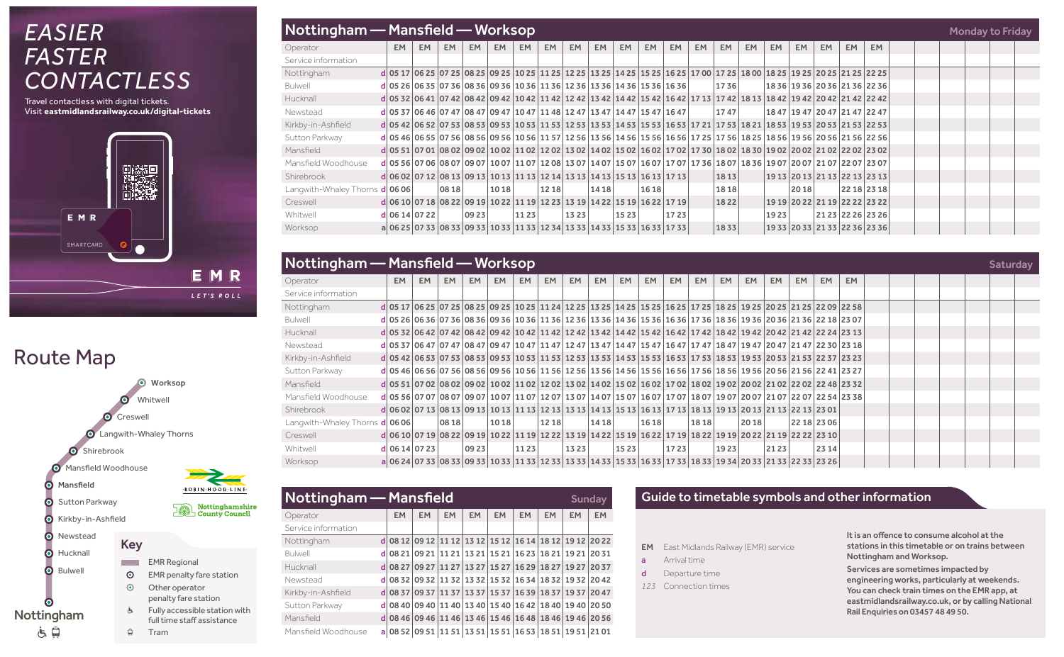# EASIER FASTER CONTACTLESS

Travel contactless with digital tickets.
Visit **eastmidlandsrailway.co.uk/digital-tickets**

EMR
SMARTCARD

EMR
LET'S ROLL

## Route Map

Worksop
Whitwell
Creswell
Langwith-Whaley Thorns
Shirebrook
Mansfield Woodhouse
Mansfield
Sutton Parkway
Kirkby-in-Ashfield
Newstead
Hucknall
Bulwell
Nottingham

ROBIN HOOD LINE
Nottinghamshire County Council

### Key

- EMR Regional
- EMR penalty fare station
- Other operator penalty fare station
- Fully accessible station with full time staff assistance
- Tram

## Nottingham — Mansfield — Worksop (Monday to Friday)

| | | | | | | | | | | | | | | | | | | | | | |
|---|---|---|---|---|---|---|---|---|---|---|---|---|---|---|---|---|---|---|---|---|---|
| Operator | | EM | EM | EM | EM | EM | EM | EM | EM | EM | EM | EM | EM | EM | EM | EM | EM | EM | EM | EM | EM |
| Service information | | | | | | | | | | | | | | | | | | | | | |
| Nottingham | d | 0517 | 0625 | 0725 | 0825 | 0925 | 1025 | 1125 | 1225 | 1325 | 1425 | 1525 | 1625 | 1700 | 1725 | 1800 | 1825 | 1925 | 2025 | 2125 | 2225 |
| Bulwell | d | 0526 | 0635 | 0736 | 0836 | 0936 | 1036 | 1136 | 1236 | 1336 | 1436 | 1536 | 1636 | | 1736 | | 1836 | 1936 | 2036 | 2136 | 2236 |
| Hucknall | d | 0532 | 0641 | 0742 | 0842 | 0942 | 1042 | 1142 | 1242 | 1342 | 1442 | 1542 | 1642 | 1713 | 1742 | 1813 | 1842 | 1942 | 2042 | 2142 | 2242 |
| Newstead | d | 0537 | 0646 | 0747 | 0847 | 0947 | 1047 | 1148 | 1247 | 1347 | 1447 | 1547 | 1647 | | 1747 | | 1847 | 1947 | 2047 | 2147 | 2247 |
| Kirkby-in-Ashfield | d | 0542 | 0652 | 0753 | 0853 | 0953 | 1053 | 1153 | 1253 | 1353 | 1453 | 1553 | 1653 | 1721 | 1753 | 1821 | 1853 | 1953 | 2053 | 2153 | 2253 |
| Sutton Parkway | d | 0546 | 0655 | 0756 | 0856 | 0956 | 1056 | 1157 | 1256 | 1356 | 1456 | 1556 | 1656 | 1725 | 1756 | 1825 | 1856 | 1956 | 2056 | 2156 | 2256 |
| Mansfield | d | 0551 | 0701 | 0802 | 0902 | 1002 | 1102 | 1202 | 1302 | 1402 | 1502 | 1602 | 1702 | 1730 | 1802 | 1830 | 1902 | 2002 | 2102 | 2202 | 2302 |
| Mansfield Woodhouse | d | 0556 | 0706 | 0807 | 0907 | 1007 | 1107 | 1208 | 1307 | 1407 | 1507 | 1607 | 1707 | 1736 | 1807 | 1836 | 1907 | 2007 | 2107 | 2207 | 2307 |
| Shirebrook | d | 0602 | 0712 | 0813 | 0913 | 1013 | 1113 | 1214 | 1313 | 1413 | 1513 | 1613 | 1713 | | 1813 | | 1913 | 2013 | 2113 | 2213 | 2313 |
| Langwith-Whaley Thorns | d | 0606 | | 0818 | | 1018 | | 1218 | | 1418 | | 1618 | | | 1818 | | | 2018 | | 2218 | 2318 |
| Creswell | d | 0610 | 0718 | 0822 | 0919 | 1022 | 1119 | 1223 | 1319 | 1422 | 1519 | 1622 | 1719 | | 1822 | | 1919 | 2022 | 2119 | 2222 | 2322 |
| Whitwell | d | 0614 | 0722 | | 0923 | | 1123 | | 1323 | | 1523 | | 1723 | | | | 1923 | | 2123 | 2226 | 2326 |
| Worksop | a | 0625 | 0733 | 0833 | 0933 | 1033 | 1133 | 1234 | 1333 | 1433 | 1533 | 1633 | 1733 | | 1833 | | 1933 | 2033 | 2133 | 2236 | 2336 |

## Nottingham — Mansfield — Worksop (Saturday)

| | | | | | | | | | | | | | | | | | | | | |
|---|---|---|---|---|---|---|---|---|---|---|---|---|---|---|---|---|---|---|---|---|
| Operator | | EM | EM | EM | EM | EM | EM | EM | EM | EM | EM | EM | EM | EM | EM | EM | EM | EM | EM | EM |
| Service information | | | | | | | | | | | | | | | | | | | | |
| Nottingham | d | 0517 | 0625 | 0725 | 0825 | 0925 | 1025 | 1124 | 1225 | 1325 | 1425 | 1525 | 1625 | 1725 | 1825 | 1925 | 2025 | 2125 | 2209 | 2258 |
| Bulwell | d | 0526 | 0636 | 0736 | 0836 | 0936 | 1036 | 1136 | 1236 | 1336 | 1436 | 1536 | 1636 | 1736 | 1836 | 1936 | 2036 | 2136 | 2218 | 2307 |
| Hucknall | d | 0532 | 0642 | 0742 | 0842 | 0942 | 1042 | 1142 | 1242 | 1342 | 1442 | 1542 | 1642 | 1742 | 1842 | 1942 | 2042 | 2142 | 2224 | 2313 |
| Newstead | d | 0537 | 0647 | 0747 | 0847 | 0947 | 1047 | 1147 | 1247 | 1347 | 1447 | 1547 | 1647 | 1747 | 1847 | 1947 | 2047 | 2147 | 2230 | 2318 |
| Kirkby-in-Ashfield | d | 0542 | 0653 | 0753 | 0853 | 0953 | 1053 | 1153 | 1253 | 1353 | 1453 | 1553 | 1653 | 1753 | 1853 | 1953 | 2053 | 2153 | 2237 | 2323 |
| Sutton Parkway | d | 0546 | 0656 | 0756 | 0856 | 0956 | 1056 | 1156 | 1256 | 1356 | 1456 | 1556 | 1656 | 1756 | 1856 | 1956 | 2056 | 2156 | 2241 | 2327 |
| Mansfield | d | 0551 | 0702 | 0802 | 0902 | 1002 | 1102 | 1202 | 1302 | 1402 | 1502 | 1602 | 1702 | 1802 | 1902 | 2002 | 2102 | 2202 | 2248 | 2332 |
| Mansfield Woodhouse | d | 0556 | 0707 | 0807 | 0907 | 1007 | 1107 | 1207 | 1307 | 1407 | 1507 | 1607 | 1707 | 1807 | 1907 | 2007 | 2107 | 2207 | 2254 | 2338 |
| Shirebrook | d | 0602 | 0713 | 0813 | 0913 | 1013 | 1113 | 1213 | 1313 | 1413 | 1513 | 1613 | 1713 | 1813 | 1913 | 2013 | 2113 | 2213 | 2301 | |
| Langwith-Whaley Thorns | d | 0606 | | 0818 | | | | 1218 | | 1418 | | 1618 | | 1818 | | 2018 | | 2218 | 2306 | |
| Creswell | d | 0610 | 0719 | 0822 | 0919 | 1022 | 1119 | 1222 | 1319 | 1422 | 1519 | 1622 | 1719 | 1822 | 1919 | 2022 | 2119 | 2222 | 2310 | |
| Whitwell | d | 0614 | 0723 | | 0923 | | 1123 | | 1323 | | 1523 | | 1723 | | 1923 | | 2123 | | 2314 | |
| Worksop | a | 0624 | 0733 | 0833 | 0933 | 1033 | 1133 | 1233 | 1333 | 1433 | 1533 | 1633 | 1733 | 1833 | 1934 | 2033 | 2133 | 2233 | 2326 | |

## Nottingham — Mansfield (Sunday)

| | | | | | | | | | | |
|---|---|---|---|---|---|---|---|---|---|---|
| Operator | | EM | EM | EM | EM | EM | EM | EM | EM | EM |
| Service information | | | | | | | | | | |
| Nottingham | d | 0812 | 0912 | 1112 | 1312 | 1512 | 1614 | 1812 | 1912 | 2022 |
| Bulwell | d | 0821 | 0921 | 1121 | 1321 | 1521 | 1623 | 1821 | 1921 | 2031 |
| Hucknall | d | 0827 | 0927 | 1127 | 1327 | 1527 | 1629 | 1827 | 1927 | 2037 |
| Newstead | d | 0832 | 0932 | 1132 | 1332 | 1532 | 1634 | 1832 | 1932 | 2042 |
| Kirkby-in-Ashfield | d | 0837 | 0937 | 1137 | 1337 | 1537 | 1639 | 1837 | 1937 | 2047 |
| Sutton Parkway | d | 0840 | 0940 | 1140 | 1340 | 1540 | 1642 | 1840 | 1940 | 2050 |
| Mansfield | d | 0846 | 0946 | 1146 | 1346 | 1546 | 1648 | 1846 | 1946 | 2056 |
| Mansfield Woodhouse | a | 0852 | 0951 | 1151 | 1351 | 1551 | 1653 | 1851 | 1951 | 2101 |

## Guide to timetable symbols and other information

- **EM** East Midlands Railway (EMR) service
- **a** Arrival time
- **d** Departure time
- *123* Connection times

It is an offence to consume alcohol at the stations in this timetable or on trains between Nottingham and Worksop.

Services are sometimes impacted by engineering works, particularly at weekends. You can check train times on the EMR app, at eastmidlandsrailway.co.uk, or by calling National Rail Enquiries on 03457 48 49 50.